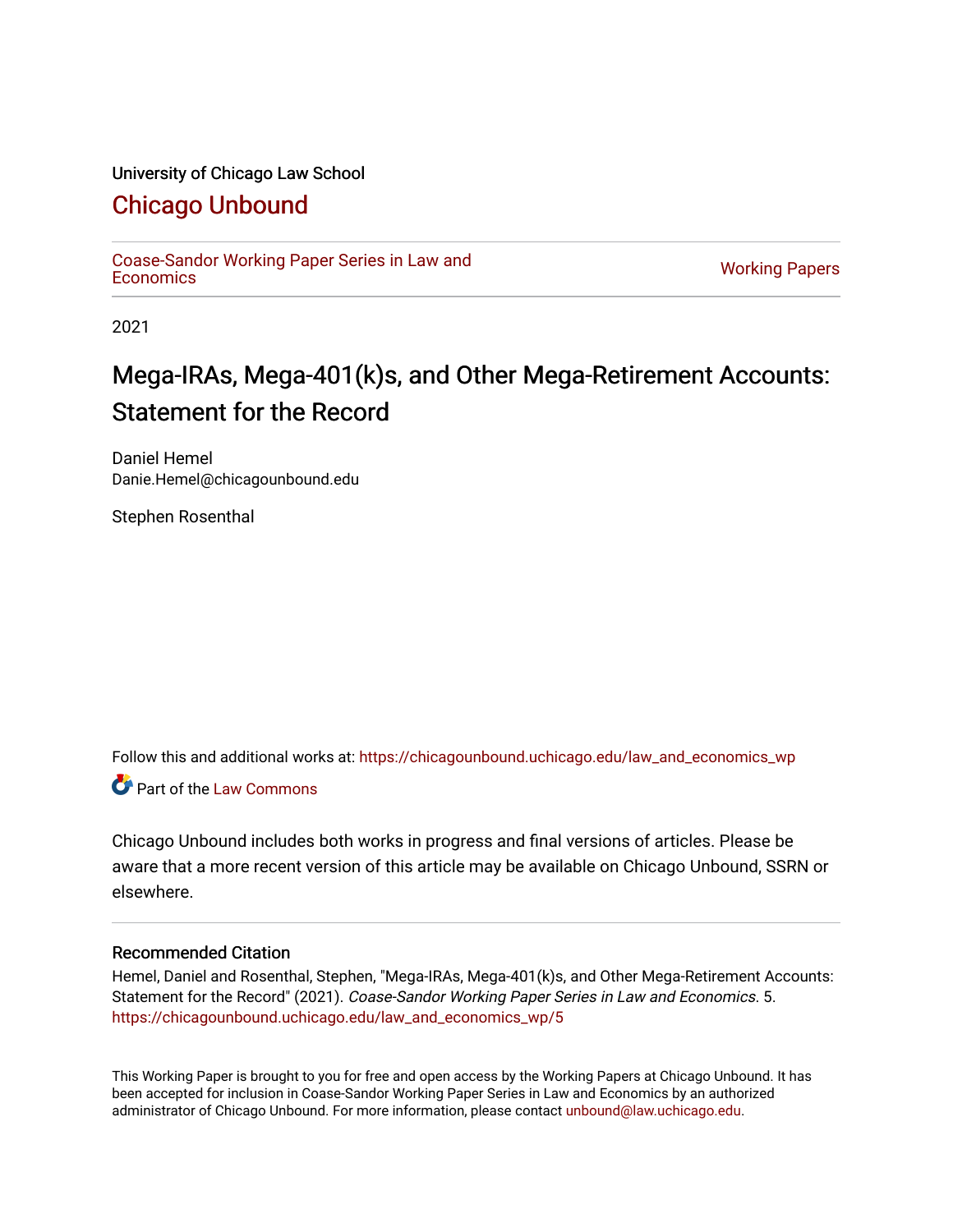University of Chicago Law School

# Chicago Unbound

Coase-Sandor Working Paper Series in Law and Economics

Working Papers

2021

## Mega-IRAs, Mega-401(k)s, and Other Mega-Retirement Accounts: Statement for the Record

Daniel Hemel
Danie.Hemel@chicagounbound.edu

Stephen Rosenthal

Follow this and additional works at: https://chicagounbound.uchicago.edu/law_and_economics_wp

Part of the Law Commons

Chicago Unbound includes both works in progress and final versions of articles. Please be aware that a more recent version of this article may be available on Chicago Unbound, SSRN or elsewhere.

### Recommended Citation

Hemel, Daniel and Rosenthal, Stephen, "Mega-IRAs, Mega-401(k)s, and Other Mega-Retirement Accounts: Statement for the Record" (2021). *Coase-Sandor Working Paper Series in Law and Economics*. 5.
https://chicagounbound.uchicago.edu/law_and_economics_wp/5

This Working Paper is brought to you for free and open access by the Working Papers at Chicago Unbound. It has been accepted for inclusion in Coase-Sandor Working Paper Series in Law and Economics by an authorized administrator of Chicago Unbound. For more information, please contact unbound@law.uchicago.edu.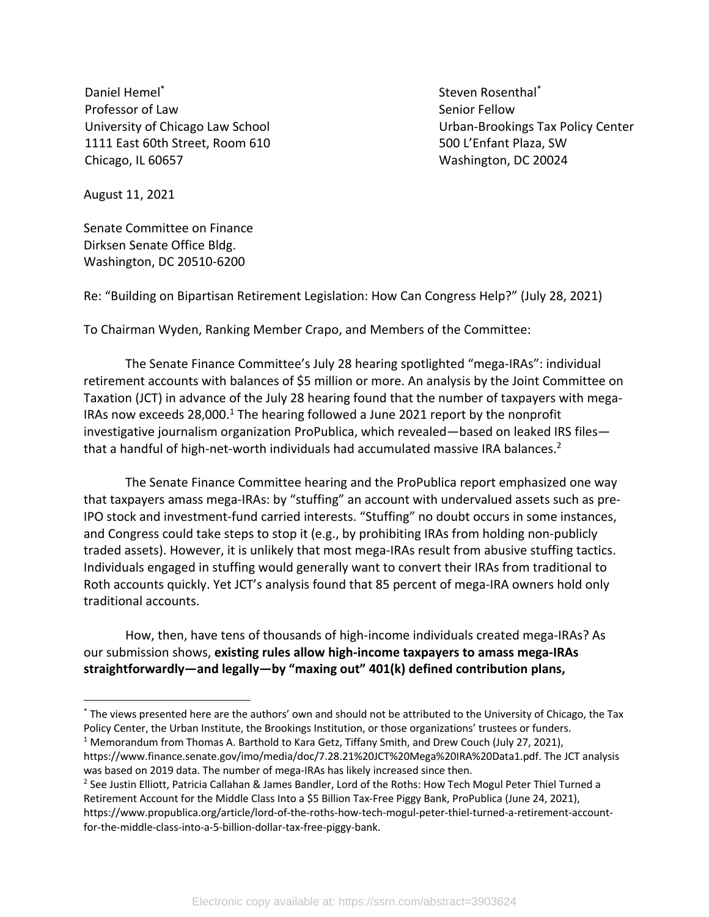Daniel Hemel*
Professor of Law
University of Chicago Law School
1111 East 60th Street, Room 610
Chicago, IL 60657

Steven Rosenthal*
Senior Fellow
Urban-Brookings Tax Policy Center
500 L'Enfant Plaza, SW
Washington, DC 20024

August 11, 2021

Senate Committee on Finance
Dirksen Senate Office Bldg.
Washington, DC 20510-6200

Re: "Building on Bipartisan Retirement Legislation: How Can Congress Help?" (July 28, 2021)

To Chairman Wyden, Ranking Member Crapo, and Members of the Committee:

The Senate Finance Committee's July 28 hearing spotlighted "mega-IRAs": individual retirement accounts with balances of $5 million or more. An analysis by the Joint Committee on Taxation (JCT) in advance of the July 28 hearing found that the number of taxpayers with mega-IRAs now exceeds 28,000.[1] The hearing followed a June 2021 report by the nonprofit investigative journalism organization ProPublica, which revealed—based on leaked IRS files—that a handful of high-net-worth individuals had accumulated massive IRA balances.[2]

The Senate Finance Committee hearing and the ProPublica report emphasized one way that taxpayers amass mega-IRAs: by "stuffing" an account with undervalued assets such as pre-IPO stock and investment-fund carried interests. "Stuffing" no doubt occurs in some instances, and Congress could take steps to stop it (e.g., by prohibiting IRAs from holding non-publicly traded assets). However, it is unlikely that most mega-IRAs result from abusive stuffing tactics. Individuals engaged in stuffing would generally want to convert their IRAs from traditional to Roth accounts quickly. Yet JCT's analysis found that 85 percent of mega-IRA owners hold only traditional accounts.

How, then, have tens of thousands of high-income individuals created mega-IRAs? As our submission shows, **existing rules allow high-income taxpayers to amass mega-IRAs straightforwardly—and legally—by "maxing out" 401(k) defined contribution plans,**

---

* The views presented here are the authors' own and should not be attributed to the University of Chicago, the Tax Policy Center, the Urban Institute, the Brookings Institution, or those organizations' trustees or funders.

[1] Memorandum from Thomas A. Barthold to Kara Getz, Tiffany Smith, and Drew Couch (July 27, 2021), https://www.finance.senate.gov/imo/media/doc/7.28.21%20JCT%20Mega%20IRA%20Data1.pdf. The JCT analysis was based on 2019 data. The number of mega-IRAs has likely increased since then.

[2] See Justin Elliott, Patricia Callahan & James Bandler, Lord of the Roths: How Tech Mogul Peter Thiel Turned a Retirement Account for the Middle Class Into a $5 Billion Tax-Free Piggy Bank, ProPublica (June 24, 2021), https://www.propublica.org/article/lord-of-the-roths-how-tech-mogul-peter-thiel-turned-a-retirement-account-for-the-middle-class-into-a-5-billion-dollar-tax-free-piggy-bank.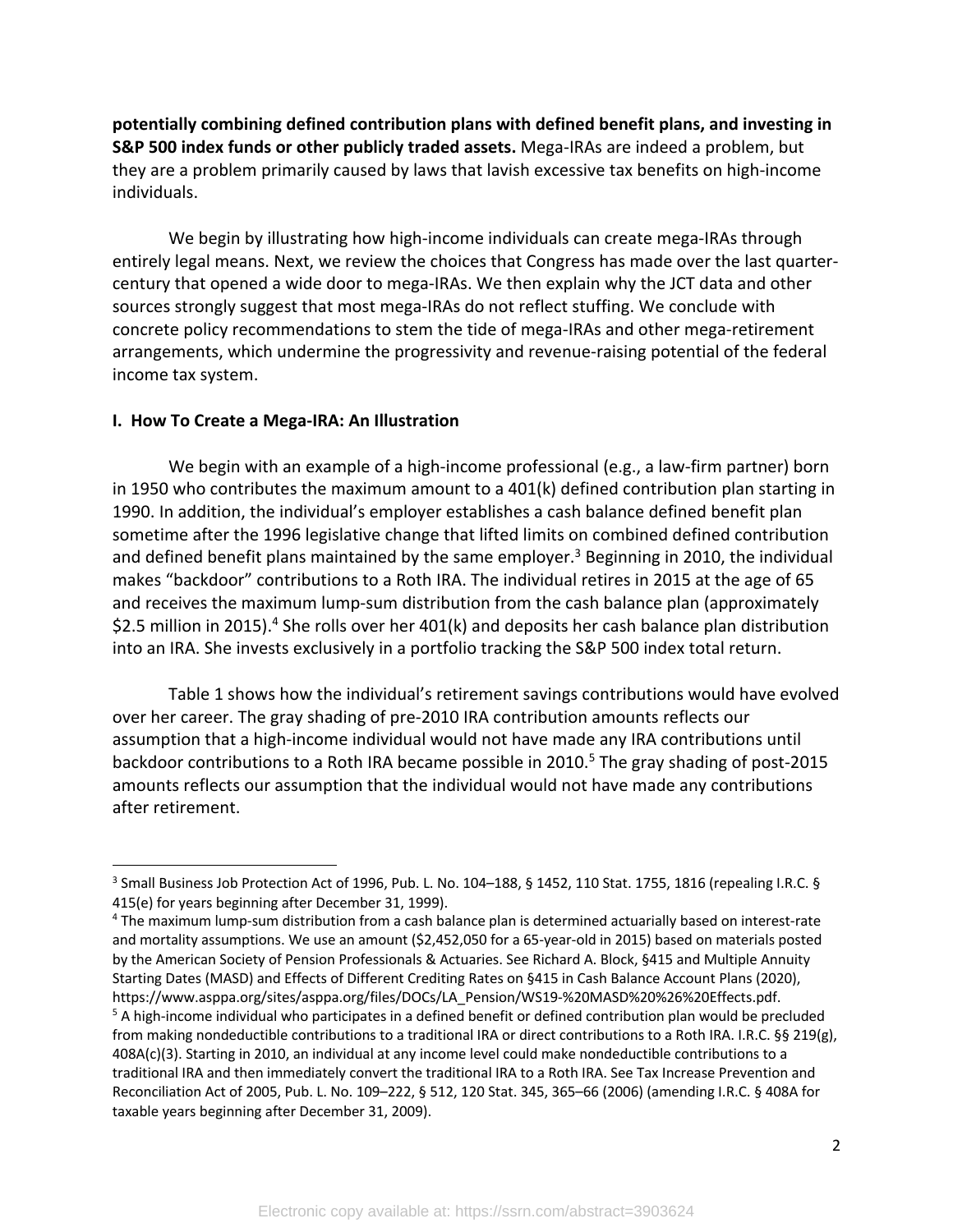**potentially combining defined contribution plans with defined benefit plans, and investing in S&P 500 index funds or other publicly traded assets.** Mega-IRAs are indeed a problem, but they are a problem primarily caused by laws that lavish excessive tax benefits on high-income individuals.

We begin by illustrating how high-income individuals can create mega-IRAs through entirely legal means. Next, we review the choices that Congress has made over the last quarter-century that opened a wide door to mega-IRAs. We then explain why the JCT data and other sources strongly suggest that most mega-IRAs do not reflect stuffing. We conclude with concrete policy recommendations to stem the tide of mega-IRAs and other mega-retirement arrangements, which undermine the progressivity and revenue-raising potential of the federal income tax system.

## I. How To Create a Mega-IRA: An Illustration

We begin with an example of a high-income professional (e.g., a law-firm partner) born in 1950 who contributes the maximum amount to a 401(k) defined contribution plan starting in 1990. In addition, the individual's employer establishes a cash balance defined benefit plan sometime after the 1996 legislative change that lifted limits on combined defined contribution and defined benefit plans maintained by the same employer.[3] Beginning in 2010, the individual makes "backdoor" contributions to a Roth IRA. The individual retires in 2015 at the age of 65 and receives the maximum lump-sum distribution from the cash balance plan (approximately $2.5 million in 2015).[4] She rolls over her 401(k) and deposits her cash balance plan distribution into an IRA. She invests exclusively in a portfolio tracking the S&P 500 index total return.

Table 1 shows how the individual's retirement savings contributions would have evolved over her career. The gray shading of pre-2010 IRA contribution amounts reflects our assumption that a high-income individual would not have made any IRA contributions until backdoor contributions to a Roth IRA became possible in 2010.[5] The gray shading of post-2015 amounts reflects our assumption that the individual would not have made any contributions after retirement.

---

[3] Small Business Job Protection Act of 1996, Pub. L. No. 104–188, § 1452, 110 Stat. 1755, 1816 (repealing I.R.C. § 415(e) for years beginning after December 31, 1999).

[4] The maximum lump-sum distribution from a cash balance plan is determined actuarially based on interest-rate and mortality assumptions. We use an amount ($2,452,050 for a 65-year-old in 2015) based on materials posted by the American Society of Pension Professionals & Actuaries. See Richard A. Block, §415 and Multiple Annuity Starting Dates (MASD) and Effects of Different Crediting Rates on §415 in Cash Balance Account Plans (2020), https://www.asppa.org/sites/asppa.org/files/DOCs/LA_Pension/WS19-%20MASD%20%26%20Effects.pdf.

[5] A high-income individual who participates in a defined benefit or defined contribution plan would be precluded from making nondeductible contributions to a traditional IRA or direct contributions to a Roth IRA. I.R.C. §§ 219(g), 408A(c)(3). Starting in 2010, an individual at any income level could make nondeductible contributions to a traditional IRA and then immediately convert the traditional IRA to a Roth IRA. See Tax Increase Prevention and Reconciliation Act of 2005, Pub. L. No. 109–222, § 512, 120 Stat. 345, 365–66 (2006) (amending I.R.C. § 408A for taxable years beginning after December 31, 2009).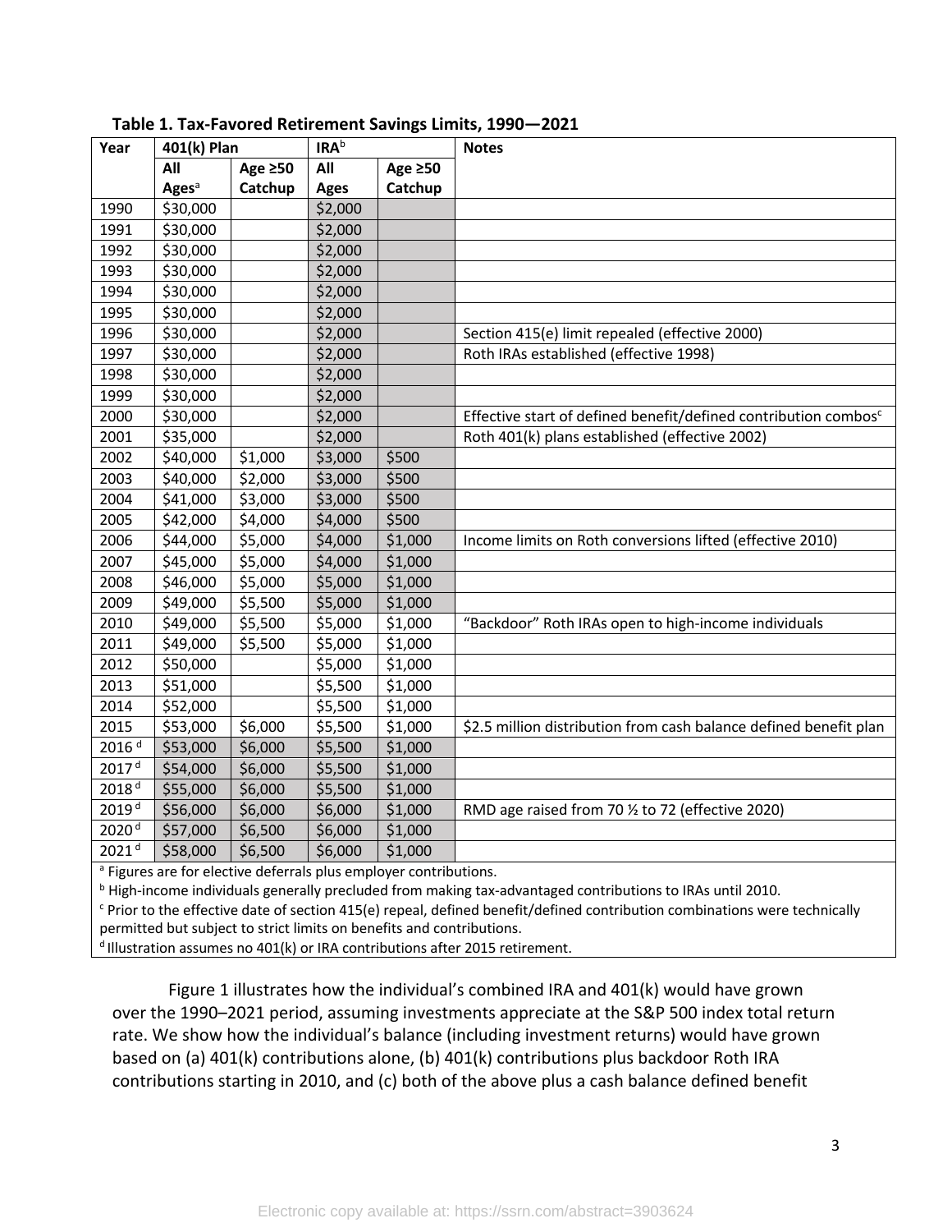**Table 1. Tax-Favored Retirement Savings Limits, 1990—2021**

| Year | 401(k) Plan | | IRA[b] | | Notes |
|---|---|---|---|---|---|
| | All Ages[a] | Age ≥50 Catchup | All Ages | Age ≥50 Catchup | |
| 1990 | $30,000 | | $2,000 | | |
| 1991 | $30,000 | | $2,000 | | |
| 1992 | $30,000 | | $2,000 | | |
| 1993 | $30,000 | | $2,000 | | |
| 1994 | $30,000 | | $2,000 | | |
| 1995 | $30,000 | | $2,000 | | |
| 1996 | $30,000 | | $2,000 | | Section 415(e) limit repealed (effective 2000) |
| 1997 | $30,000 | | $2,000 | | Roth IRAs established (effective 1998) |
| 1998 | $30,000 | | $2,000 | | |
| 1999 | $30,000 | | $2,000 | | |
| 2000 | $30,000 | | $2,000 | | Effective start of defined benefit/defined contribution combos[c] |
| 2001 | $35,000 | | $2,000 | | Roth 401(k) plans established (effective 2002) |
| 2002 | $40,000 | $1,000 | $3,000 | $500 | |
| 2003 | $40,000 | $2,000 | $3,000 | $500 | |
| 2004 | $41,000 | $3,000 | $3,000 | $500 | |
| 2005 | $42,000 | $4,000 | $4,000 | $500 | |
| 2006 | $44,000 | $5,000 | $4,000 | $1,000 | Income limits on Roth conversions lifted (effective 2010) |
| 2007 | $45,000 | $5,000 | $4,000 | $1,000 | |
| 2008 | $46,000 | $5,000 | $5,000 | $1,000 | |
| 2009 | $49,000 | $5,500 | $5,000 | $1,000 | |
| 2010 | $49,000 | $5,500 | $5,000 | $1,000 | "Backdoor" Roth IRAs open to high-income individuals |
| 2011 | $49,000 | $5,500 | $5,000 | $1,000 | |
| 2012 | $50,000 | | $5,000 | $1,000 | |
| 2013 | $51,000 | | $5,500 | $1,000 | |
| 2014 | $52,000 | | $5,500 | $1,000 | |
| 2015 | $53,000 | $6,000 | $5,500 | $1,000 | $2.5 million distribution from cash balance defined benefit plan |
| 2016[d] | $53,000 | $6,000 | $5,500 | $1,000 | |
| 2017[d] | $54,000 | $6,000 | $5,500 | $1,000 | |
| 2018[d] | $55,000 | $6,000 | $5,500 | $1,000 | |
| 2019[d] | $56,000 | $6,000 | $6,000 | $1,000 | RMD age raised from 70 ½ to 72 (effective 2020) |
| 2020[d] | $57,000 | $6,500 | $6,000 | $1,000 | |
| 2021[d] | $58,000 | $6,500 | $6,000 | $1,000 | |

[a] Figures are for elective deferrals plus employer contributions.
[b] High-income individuals generally precluded from making tax-advantaged contributions to IRAs until 2010.
[c] Prior to the effective date of section 415(e) repeal, defined benefit/defined contribution combinations were technically permitted but subject to strict limits on benefits and contributions.
[d] Illustration assumes no 401(k) or IRA contributions after 2015 retirement.

Figure 1 illustrates how the individual's combined IRA and 401(k) would have grown over the 1990–2021 period, assuming investments appreciate at the S&P 500 index total return rate. We show how the individual's balance (including investment returns) would have grown based on (a) 401(k) contributions alone, (b) 401(k) contributions plus backdoor Roth IRA contributions starting in 2010, and (c) both of the above plus a cash balance defined benefit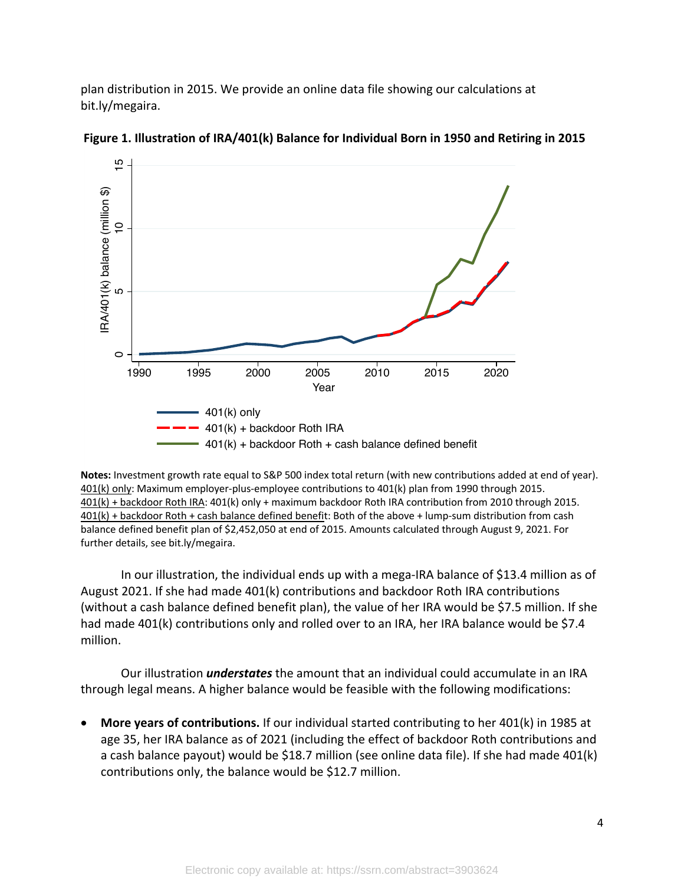plan distribution in 2015. We provide an online data file showing our calculations at bit.ly/megaira.

**Figure 1. Illustration of IRA/401(k) Balance for Individual Born in 1950 and Retiring in 2015**

**Notes:** Investment growth rate equal to S&P 500 index total return (with new contributions added at end of year). 401(k) only: Maximum employer-plus-employee contributions to 401(k) plan from 1990 through 2015. 401(k) + backdoor Roth IRA: 401(k) only + maximum backdoor Roth IRA contribution from 2010 through 2015. 401(k) + backdoor Roth + cash balance defined benefit: Both of the above + lump-sum distribution from cash balance defined benefit plan of $2,452,050 at end of 2015. Amounts calculated through August 9, 2021. For further details, see bit.ly/megaira.

In our illustration, the individual ends up with a mega-IRA balance of $13.4 million as of August 2021. If she had made 401(k) contributions and backdoor Roth IRA contributions (without a cash balance defined benefit plan), the value of her IRA would be $7.5 million. If she had made 401(k) contributions only and rolled over to an IRA, her IRA balance would be $7.4 million.

Our illustration ***understates*** the amount that an individual could accumulate in an IRA through legal means. A higher balance would be feasible with the following modifications:

- **More years of contributions.** If our individual started contributing to her 401(k) in 1985 at age 35, her IRA balance as of 2021 (including the effect of backdoor Roth contributions and a cash balance payout) would be $18.7 million (see online data file). If she had made 401(k) contributions only, the balance would be $12.7 million.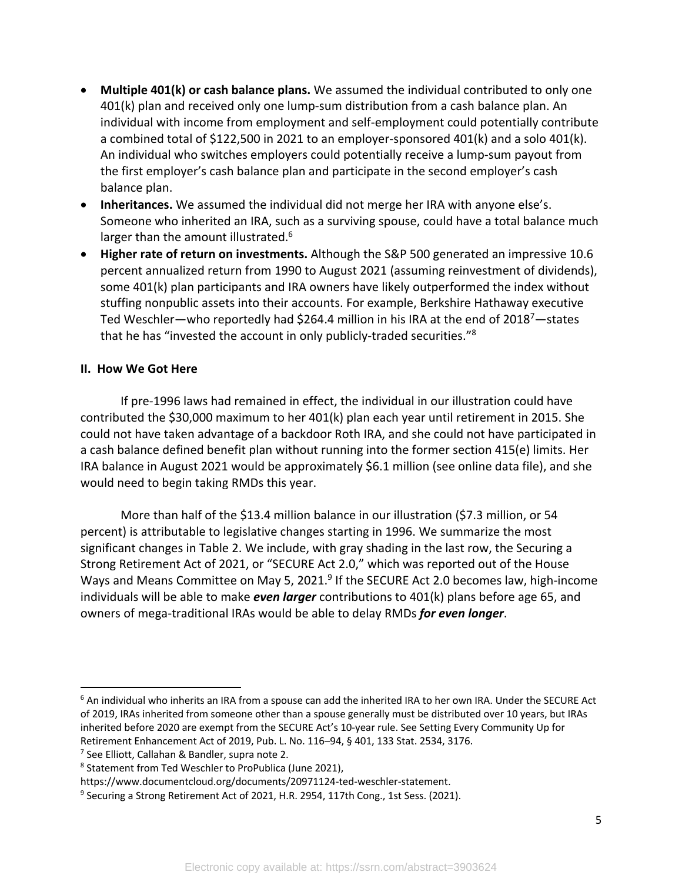- **Multiple 401(k) or cash balance plans.** We assumed the individual contributed to only one 401(k) plan and received only one lump-sum distribution from a cash balance plan. An individual with income from employment and self-employment could potentially contribute a combined total of $122,500 in 2021 to an employer-sponsored 401(k) and a solo 401(k). An individual who switches employers could potentially receive a lump-sum payout from the first employer's cash balance plan and participate in the second employer's cash balance plan.
- **Inheritances.** We assumed the individual did not merge her IRA with anyone else's. Someone who inherited an IRA, such as a surviving spouse, could have a total balance much larger than the amount illustrated.[6]
- **Higher rate of return on investments.** Although the S&P 500 generated an impressive 10.6 percent annualized return from 1990 to August 2021 (assuming reinvestment of dividends), some 401(k) plan participants and IRA owners have likely outperformed the index without stuffing nonpublic assets into their accounts. For example, Berkshire Hathaway executive Ted Weschler—who reportedly had $264.4 million in his IRA at the end of 2018[7]—states that he has "invested the account in only publicly-traded securities."[8]

## II. How We Got Here

If pre-1996 laws had remained in effect, the individual in our illustration could have contributed the $30,000 maximum to her 401(k) plan each year until retirement in 2015. She could not have taken advantage of a backdoor Roth IRA, and she could not have participated in a cash balance defined benefit plan without running into the former section 415(e) limits. Her IRA balance in August 2021 would be approximately $6.1 million (see online data file), and she would need to begin taking RMDs this year.

More than half of the $13.4 million balance in our illustration ($7.3 million, or 54 percent) is attributable to legislative changes starting in 1996. We summarize the most significant changes in Table 2. We include, with gray shading in the last row, the Securing a Strong Retirement Act of 2021, or "SECURE Act 2.0," which was reported out of the House Ways and Means Committee on May 5, 2021.[9] If the SECURE Act 2.0 becomes law, high-income individuals will be able to make ***even larger*** contributions to 401(k) plans before age 65, and owners of mega-traditional IRAs would be able to delay RMDs ***for even longer***.

---

[6] An individual who inherits an IRA from a spouse can add the inherited IRA to her own IRA. Under the SECURE Act of 2019, IRAs inherited from someone other than a spouse generally must be distributed over 10 years, but IRAs inherited before 2020 are exempt from the SECURE Act's 10-year rule. See Setting Every Community Up for Retirement Enhancement Act of 2019, Pub. L. No. 116–94, § 401, 133 Stat. 2534, 3176.

[7] See Elliott, Callahan & Bandler, supra note 2.

[8] Statement from Ted Weschler to ProPublica (June 2021), https://www.documentcloud.org/documents/20971124-ted-weschler-statement.

[9] Securing a Strong Retirement Act of 2021, H.R. 2954, 117th Cong., 1st Sess. (2021).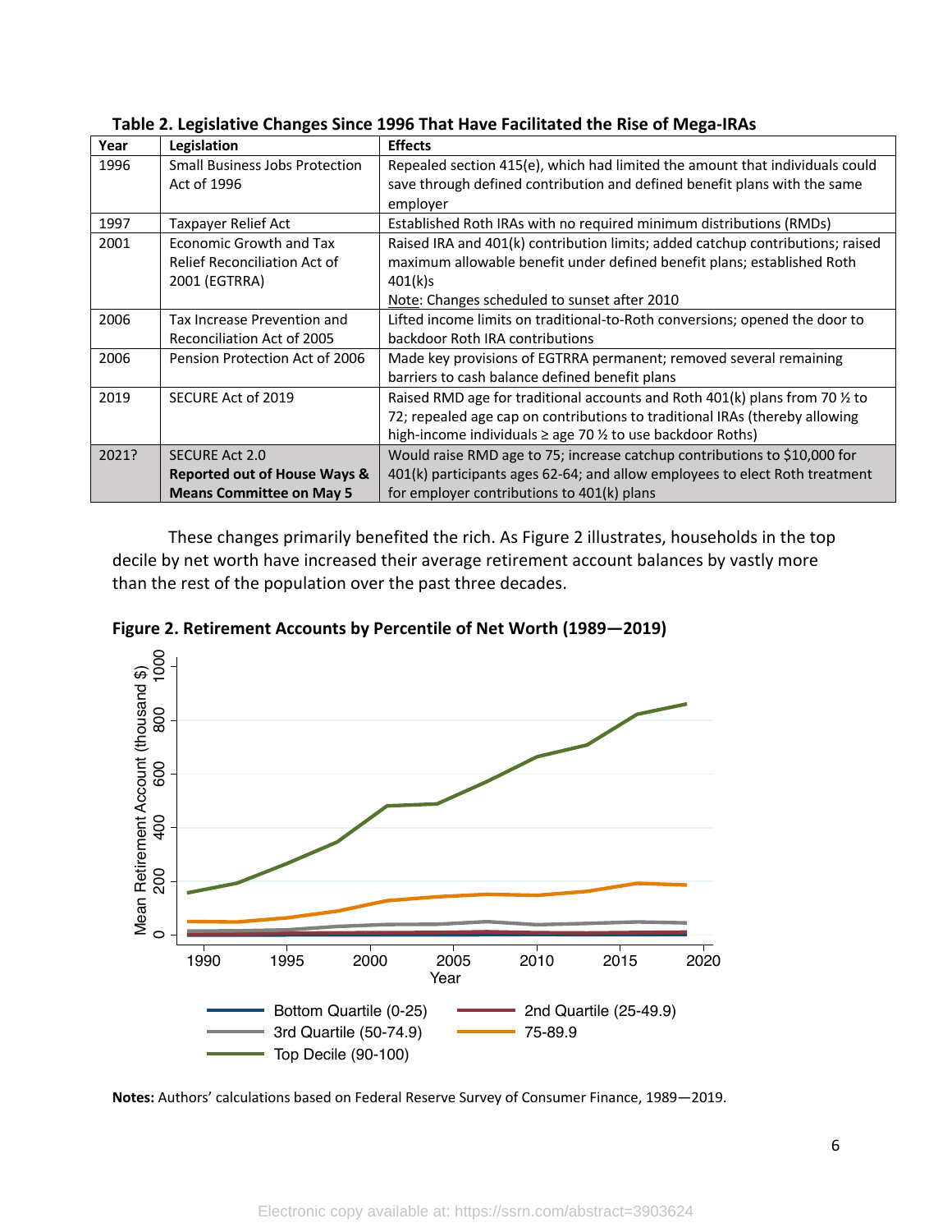**Table 2. Legislative Changes Since 1996 That Have Facilitated the Rise of Mega-IRAs**

| Year | Legislation | Effects |
|---|---|---|
| 1996 | Small Business Jobs Protection Act of 1996 | Repealed section 415(e), which had limited the amount that individuals could save through defined contribution and defined benefit plans with the same employer |
| 1997 | Taxpayer Relief Act | Established Roth IRAs with no required minimum distributions (RMDs) |
| 2001 | Economic Growth and Tax Relief Reconciliation Act of 2001 (EGTRRA) | Raised IRA and 401(k) contribution limits; added catchup contributions; raised maximum allowable benefit under defined benefit plans; established Roth 401(k)s<br>Note: Changes scheduled to sunset after 2010 |
| 2006 | Tax Increase Prevention and Reconciliation Act of 2005 | Lifted income limits on traditional-to-Roth conversions; opened the door to backdoor Roth IRA contributions |
| 2006 | Pension Protection Act of 2006 | Made key provisions of EGTRRA permanent; removed several remaining barriers to cash balance defined benefit plans |
| 2019 | SECURE Act of 2019 | Raised RMD age for traditional accounts and Roth 401(k) plans from 70 ½ to 72; repealed age cap on contributions to traditional IRAs (thereby allowing high-income individuals ≥ age 70 ½ to use backdoor Roths) |
| 2021? | SECURE Act 2.0<br>**Reported out of House Ways & Means Committee on May 5** | Would raise RMD age to 75; increase catchup contributions to $10,000 for 401(k) participants ages 62-64; and allow employees to elect Roth treatment for employer contributions to 401(k) plans |

These changes primarily benefited the rich. As Figure 2 illustrates, households in the top decile by net worth have increased their average retirement account balances by vastly more than the rest of the population over the past three decades.

**Figure 2. Retirement Accounts by Percentile of Net Worth (1989—2019)**

**Notes:** Authors' calculations based on Federal Reserve Survey of Consumer Finance, 1989—2019.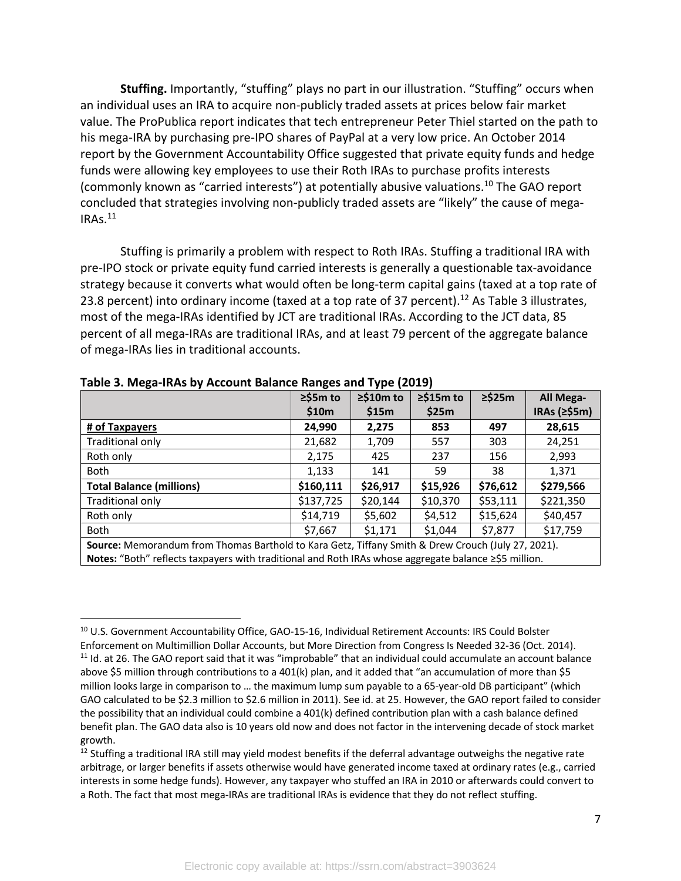**Stuffing.** Importantly, "stuffing" plays no part in our illustration. "Stuffing" occurs when an individual uses an IRA to acquire non-publicly traded assets at prices below fair market value. The ProPublica report indicates that tech entrepreneur Peter Thiel started on the path to his mega-IRA by purchasing pre-IPO shares of PayPal at a very low price. An October 2014 report by the Government Accountability Office suggested that private equity funds and hedge funds were allowing key employees to use their Roth IRAs to purchase profits interests (commonly known as "carried interests") at potentially abusive valuations.[10] The GAO report concluded that strategies involving non-publicly traded assets are "likely" the cause of mega-IRAs.[11]

Stuffing is primarily a problem with respect to Roth IRAs. Stuffing a traditional IRA with pre-IPO stock or private equity fund carried interests is generally a questionable tax-avoidance strategy because it converts what would often be long-term capital gains (taxed at a top rate of 23.8 percent) into ordinary income (taxed at a top rate of 37 percent).[12] As Table 3 illustrates, most of the mega-IRAs identified by JCT are traditional IRAs. According to the JCT data, 85 percent of all mega-IRAs are traditional IRAs, and at least 79 percent of the aggregate balance of mega-IRAs lies in traditional accounts.

**Table 3. Mega-IRAs by Account Balance Ranges and Type (2019)**

| | ≥\$5m to \$10m | ≥\$10m to \$15m | ≥\$15m to \$25m | ≥\$25m | All Mega-IRAs (≥\$5m) |
|---|---|---|---|---|---|
| **# of Taxpayers** | **24,990** | **2,275** | **853** | **497** | **28,615** |
| Traditional only | 21,682 | 1,709 | 557 | 303 | 24,251 |
| Roth only | 2,175 | 425 | 237 | 156 | 2,993 |
| Both | 1,133 | 141 | 59 | 38 | 1,371 |
| **Total Balance (millions)** | **\$160,111** | **\$26,917** | **\$15,926** | **\$76,612** | **\$279,566** |
| Traditional only | \$137,725 | \$20,144 | \$10,370 | \$53,111 | \$221,350 |
| Roth only | \$14,719 | \$5,602 | \$4,512 | \$15,624 | \$40,457 |
| Both | \$7,667 | \$1,171 | \$1,044 | \$7,877 | \$17,759 |

**Source:** Memorandum from Thomas Barthold to Kara Getz, Tiffany Smith & Drew Crouch (July 27, 2021).
**Notes:** "Both" reflects taxpayers with traditional and Roth IRAs whose aggregate balance ≥\$5 million.

---

[10] U.S. Government Accountability Office, GAO-15-16, Individual Retirement Accounts: IRS Could Bolster Enforcement on Multimillion Dollar Accounts, but More Direction from Congress Is Needed 32-36 (Oct. 2014).

[11] Id. at 26. The GAO report said that it was "improbable" that an individual could accumulate an account balance above \$5 million through contributions to a 401(k) plan, and it added that "an accumulation of more than \$5 million looks large in comparison to … the maximum lump sum payable to a 65-year-old DB participant" (which GAO calculated to be \$2.3 million to \$2.6 million in 2011). See id. at 25. However, the GAO report failed to consider the possibility that an individual could combine a 401(k) defined contribution plan with a cash balance defined benefit plan. The GAO data also is 10 years old now and does not factor in the intervening decade of stock market growth.

[12] Stuffing a traditional IRA still may yield modest benefits if the deferral advantage outweighs the negative rate arbitrage, or larger benefits if assets otherwise would have generated income taxed at ordinary rates (e.g., carried interests in some hedge funds). However, any taxpayer who stuffed an IRA in 2010 or afterwards could convert to a Roth. The fact that most mega-IRAs are traditional IRAs is evidence that they do not reflect stuffing.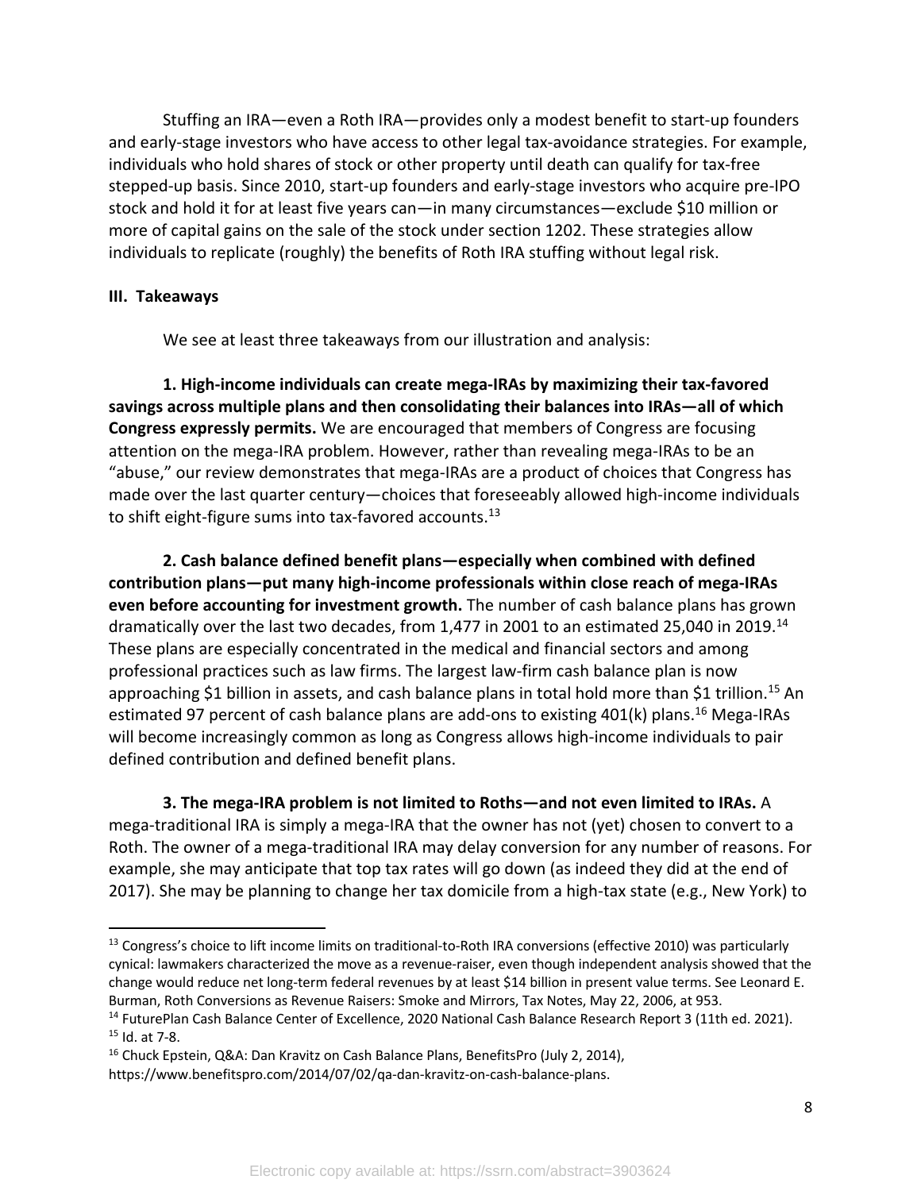Stuffing an IRA—even a Roth IRA—provides only a modest benefit to start-up founders and early-stage investors who have access to other legal tax-avoidance strategies. For example, individuals who hold shares of stock or other property until death can qualify for tax-free stepped-up basis. Since 2010, start-up founders and early-stage investors who acquire pre-IPO stock and hold it for at least five years can—in many circumstances—exclude $10 million or more of capital gains on the sale of the stock under section 1202. These strategies allow individuals to replicate (roughly) the benefits of Roth IRA stuffing without legal risk.

## III. Takeaways

We see at least three takeaways from our illustration and analysis:

**1. High-income individuals can create mega-IRAs by maximizing their tax-favored savings across multiple plans and then consolidating their balances into IRAs—all of which Congress expressly permits.** We are encouraged that members of Congress are focusing attention on the mega-IRA problem. However, rather than revealing mega-IRAs to be an "abuse," our review demonstrates that mega-IRAs are a product of choices that Congress has made over the last quarter century—choices that foreseeably allowed high-income individuals to shift eight-figure sums into tax-favored accounts.[13]

**2. Cash balance defined benefit plans—especially when combined with defined contribution plans—put many high-income professionals within close reach of mega-IRAs even before accounting for investment growth.** The number of cash balance plans has grown dramatically over the last two decades, from 1,477 in 2001 to an estimated 25,040 in 2019.[14] These plans are especially concentrated in the medical and financial sectors and among professional practices such as law firms. The largest law-firm cash balance plan is now approaching $1 billion in assets, and cash balance plans in total hold more than $1 trillion.[15] An estimated 97 percent of cash balance plans are add-ons to existing 401(k) plans.[16] Mega-IRAs will become increasingly common as long as Congress allows high-income individuals to pair defined contribution and defined benefit plans.

**3. The mega-IRA problem is not limited to Roths—and not even limited to IRAs.** A mega-traditional IRA is simply a mega-IRA that the owner has not (yet) chosen to convert to a Roth. The owner of a mega-traditional IRA may delay conversion for any number of reasons. For example, she may anticipate that top tax rates will go down (as indeed they did at the end of 2017). She may be planning to change her tax domicile from a high-tax state (e.g., New York) to

---

[13] Congress's choice to lift income limits on traditional-to-Roth IRA conversions (effective 2010) was particularly cynical: lawmakers characterized the move as a revenue-raiser, even though independent analysis showed that the change would reduce net long-term federal revenues by at least $14 billion in present value terms. See Leonard E. Burman, Roth Conversions as Revenue Raisers: Smoke and Mirrors, Tax Notes, May 22, 2006, at 953.

[14] FuturePlan Cash Balance Center of Excellence, 2020 National Cash Balance Research Report 3 (11th ed. 2021).

[15] Id. at 7-8.

[16] Chuck Epstein, Q&A: Dan Kravitz on Cash Balance Plans, BenefitsPro (July 2, 2014), https://www.benefitspro.com/2014/07/02/qa-dan-kravitz-on-cash-balance-plans.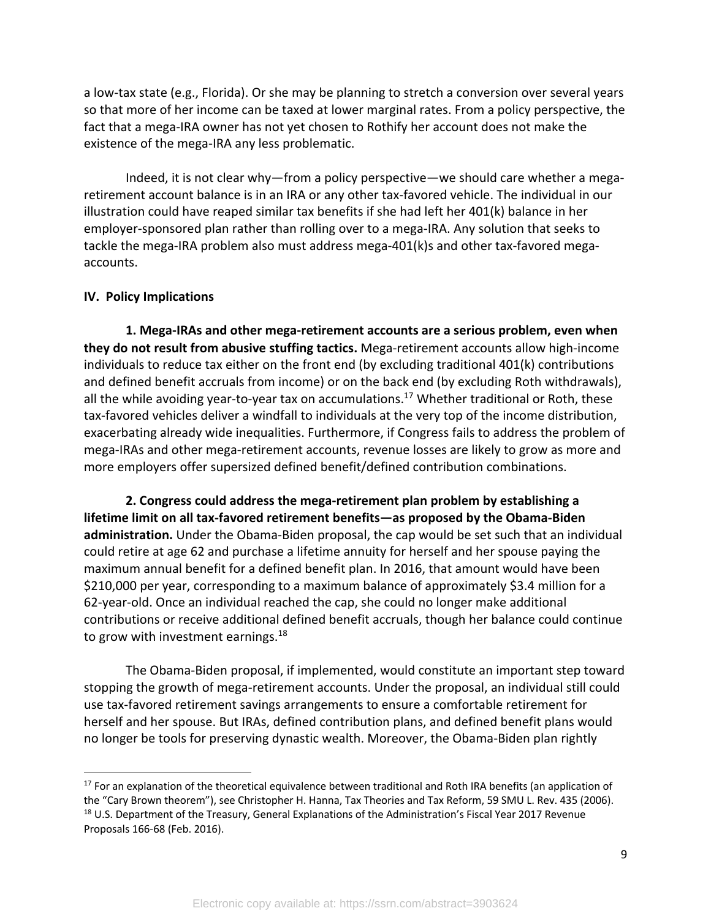a low-tax state (e.g., Florida). Or she may be planning to stretch a conversion over several years so that more of her income can be taxed at lower marginal rates. From a policy perspective, the fact that a mega-IRA owner has not yet chosen to Rothify her account does not make the existence of the mega-IRA any less problematic.

Indeed, it is not clear why—from a policy perspective—we should care whether a mega-retirement account balance is in an IRA or any other tax-favored vehicle. The individual in our illustration could have reaped similar tax benefits if she had left her 401(k) balance in her employer-sponsored plan rather than rolling over to a mega-IRA. Any solution that seeks to tackle the mega-IRA problem also must address mega-401(k)s and other tax-favored mega-accounts.

## IV. Policy Implications

**1. Mega-IRAs and other mega-retirement accounts are a serious problem, even when they do not result from abusive stuffing tactics.** Mega-retirement accounts allow high-income individuals to reduce tax either on the front end (by excluding traditional 401(k) contributions and defined benefit accruals from income) or on the back end (by excluding Roth withdrawals), all the while avoiding year-to-year tax on accumulations.[17] Whether traditional or Roth, these tax-favored vehicles deliver a windfall to individuals at the very top of the income distribution, exacerbating already wide inequalities. Furthermore, if Congress fails to address the problem of mega-IRAs and other mega-retirement accounts, revenue losses are likely to grow as more and more employers offer supersized defined benefit/defined contribution combinations.

**2. Congress could address the mega-retirement plan problem by establishing a lifetime limit on all tax-favored retirement benefits—as proposed by the Obama-Biden administration.** Under the Obama-Biden proposal, the cap would be set such that an individual could retire at age 62 and purchase a lifetime annuity for herself and her spouse paying the maximum annual benefit for a defined benefit plan. In 2016, that amount would have been \$210,000 per year, corresponding to a maximum balance of approximately \$3.4 million for a 62-year-old. Once an individual reached the cap, she could no longer make additional contributions or receive additional defined benefit accruals, though her balance could continue to grow with investment earnings.[18]

The Obama-Biden proposal, if implemented, would constitute an important step toward stopping the growth of mega-retirement accounts. Under the proposal, an individual still could use tax-favored retirement savings arrangements to ensure a comfortable retirement for herself and her spouse. But IRAs, defined contribution plans, and defined benefit plans would no longer be tools for preserving dynastic wealth. Moreover, the Obama-Biden plan rightly

---

[17] For an explanation of the theoretical equivalence between traditional and Roth IRA benefits (an application of the "Cary Brown theorem"), see Christopher H. Hanna, Tax Theories and Tax Reform, 59 SMU L. Rev. 435 (2006).

[18] U.S. Department of the Treasury, General Explanations of the Administration's Fiscal Year 2017 Revenue Proposals 166-68 (Feb. 2016).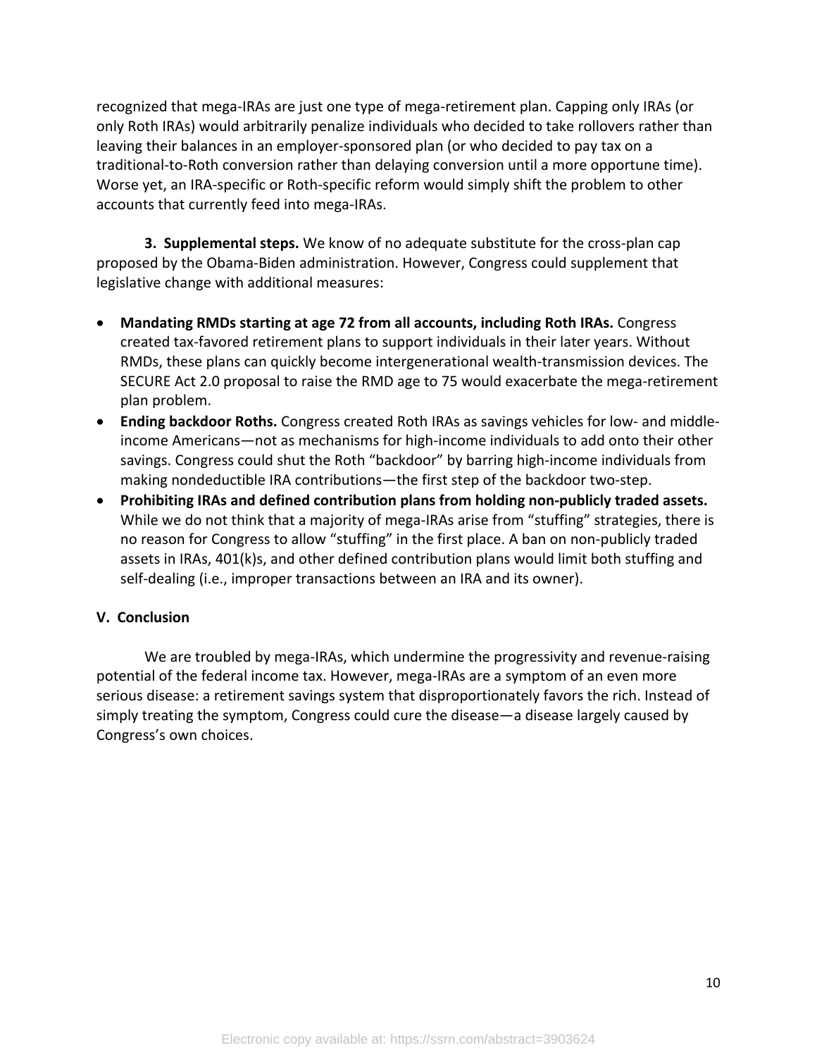recognized that mega-IRAs are just one type of mega-retirement plan. Capping only IRAs (or only Roth IRAs) would arbitrarily penalize individuals who decided to take rollovers rather than leaving their balances in an employer-sponsored plan (or who decided to pay tax on a traditional-to-Roth conversion rather than delaying conversion until a more opportune time). Worse yet, an IRA-specific or Roth-specific reform would simply shift the problem to other accounts that currently feed into mega-IRAs.

**3. Supplemental steps.** We know of no adequate substitute for the cross-plan cap proposed by the Obama-Biden administration. However, Congress could supplement that legislative change with additional measures:

- **Mandating RMDs starting at age 72 from all accounts, including Roth IRAs.** Congress created tax-favored retirement plans to support individuals in their later years. Without RMDs, these plans can quickly become intergenerational wealth-transmission devices. The SECURE Act 2.0 proposal to raise the RMD age to 75 would exacerbate the mega-retirement plan problem.
- **Ending backdoor Roths.** Congress created Roth IRAs as savings vehicles for low- and middle-income Americans—not as mechanisms for high-income individuals to add onto their other savings. Congress could shut the Roth "backdoor" by barring high-income individuals from making nondeductible IRA contributions—the first step of the backdoor two-step.
- **Prohibiting IRAs and defined contribution plans from holding non-publicly traded assets.** While we do not think that a majority of mega-IRAs arise from "stuffing" strategies, there is no reason for Congress to allow "stuffing" in the first place. A ban on non-publicly traded assets in IRAs, 401(k)s, and other defined contribution plans would limit both stuffing and self-dealing (i.e., improper transactions between an IRA and its owner).

## V. Conclusion

We are troubled by mega-IRAs, which undermine the progressivity and revenue-raising potential of the federal income tax. However, mega-IRAs are a symptom of an even more serious disease: a retirement savings system that disproportionately favors the rich. Instead of simply treating the symptom, Congress could cure the disease—a disease largely caused by Congress's own choices.